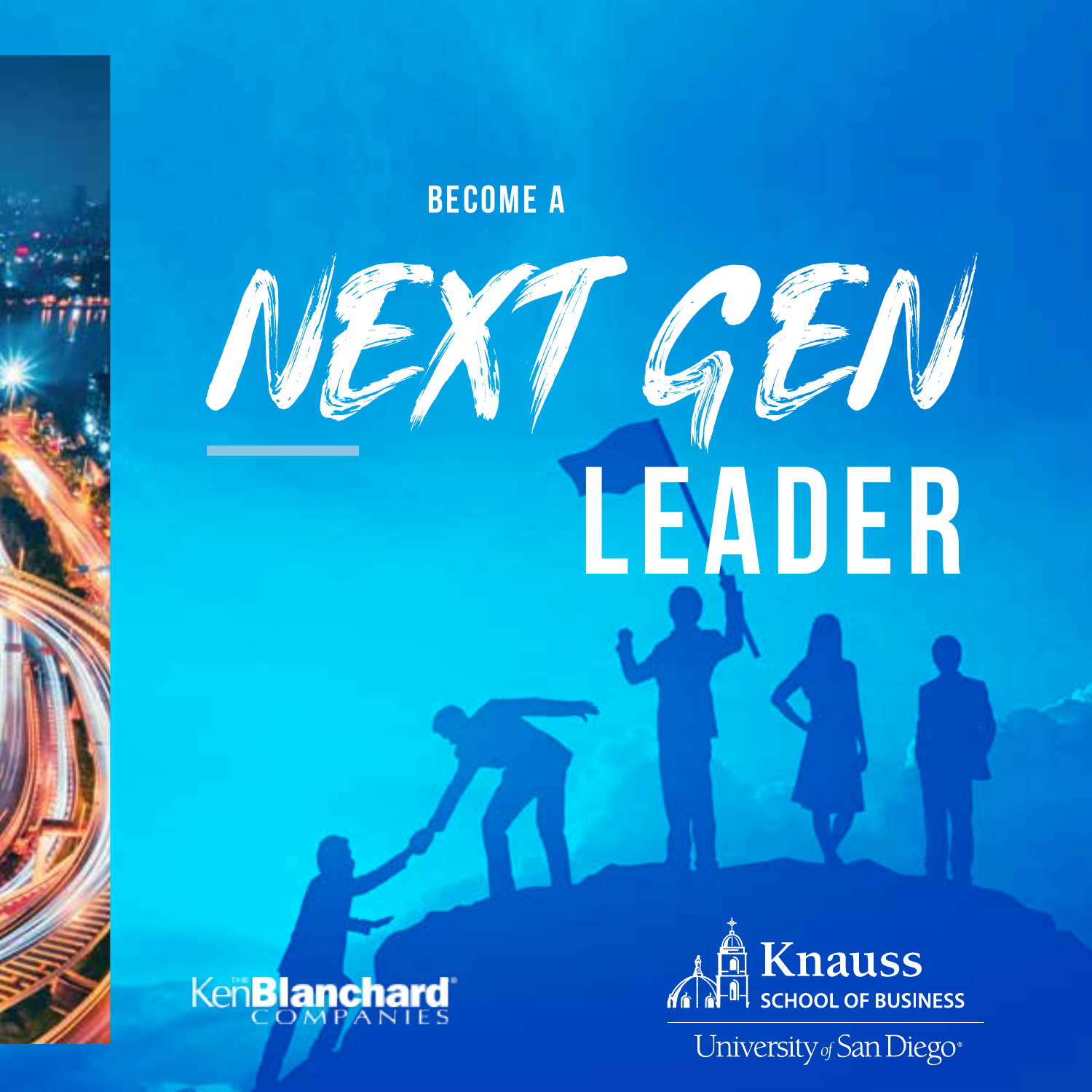BECOME A

# NEXT GEN LEADER

Ken Blanchard Companies

Knauss School of Business

University of San Diego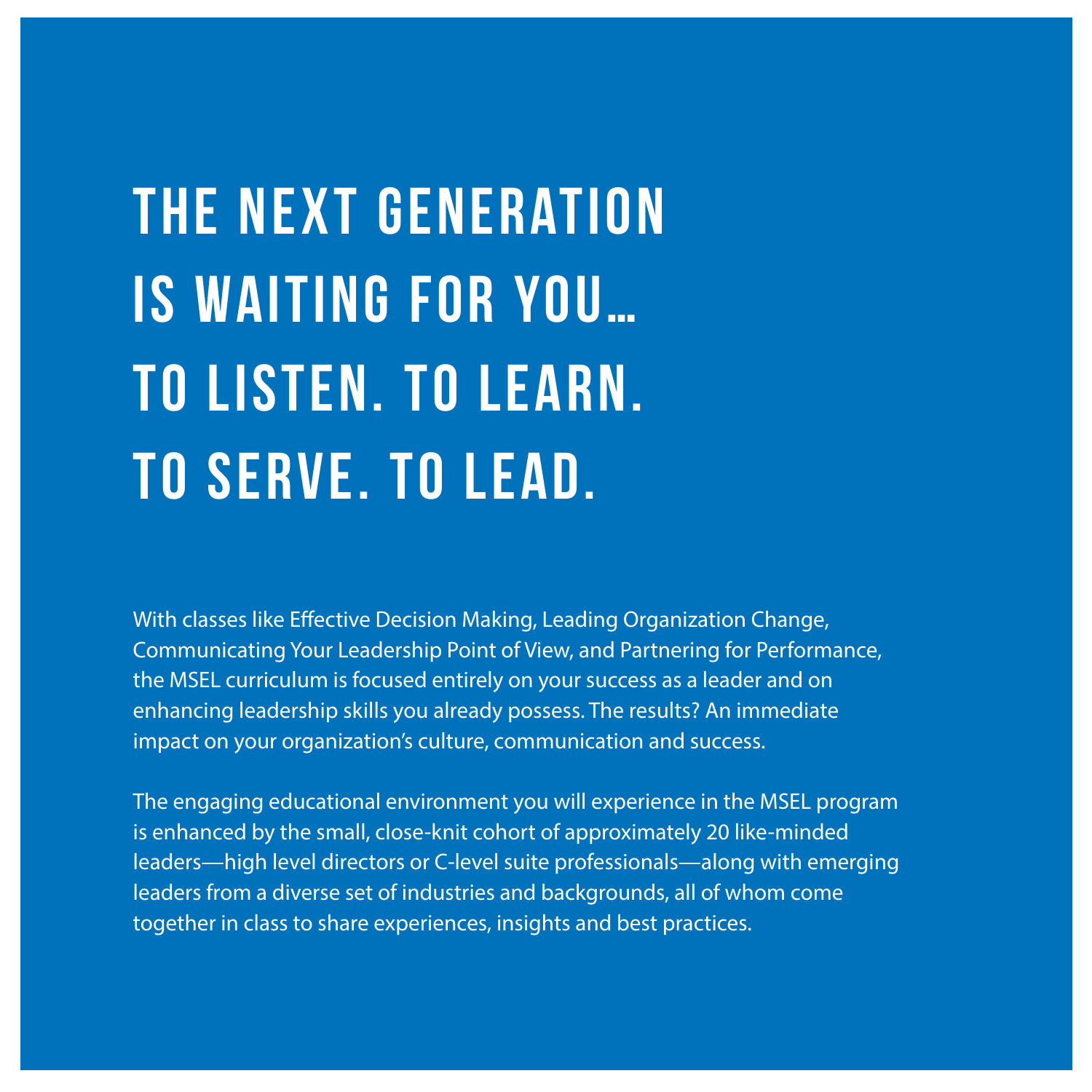# THE NEXT GENERATION IS WAITING FOR YOU… TO LISTEN. TO LEARN. TO SERVE. TO LEAD.

With classes like Effective Decision Making, Leading Organization Change, Communicating Your Leadership Point of View, and Partnering for Performance, the MSEL curriculum is focused entirely on your success as a leader and on enhancing leadership skills you already possess. The results? An immediate impact on your organization's culture, communication and success.

The engaging educational environment you will experience in the MSEL program is enhanced by the small, close-knit cohort of approximately 20 like-minded leaders—high level directors or C-level suite professionals—along with emerging leaders from a diverse set of industries and backgrounds, all of whom come together in class to share experiences, insights and best practices.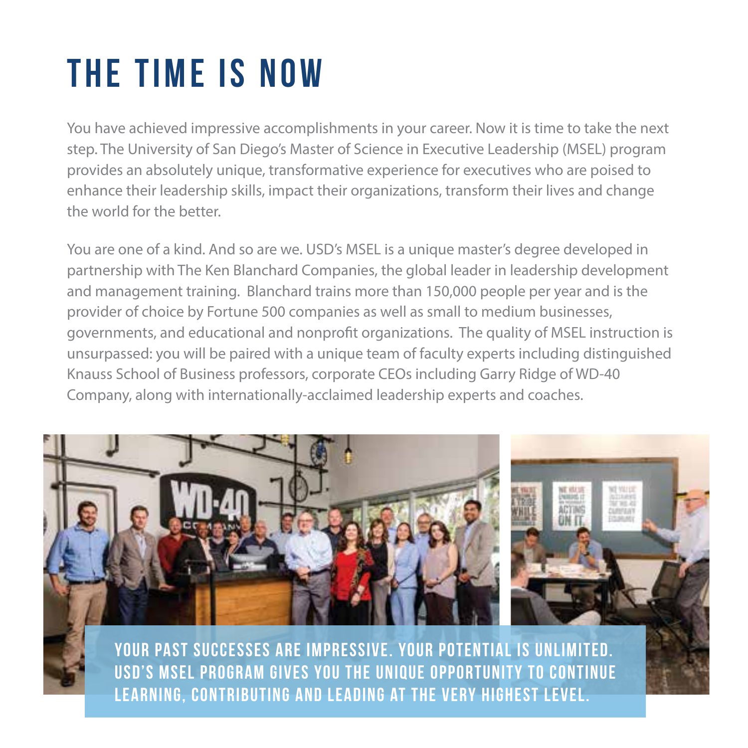# THE TIME IS NOW

You have achieved impressive accomplishments in your career. Now it is time to take the next step. The University of San Diego's Master of Science in Executive Leadership (MSEL) program provides an absolutely unique, transformative experience for executives who are poised to enhance their leadership skills, impact their organizations, transform their lives and change the world for the better.

You are one of a kind. And so are we. USD's MSEL is a unique master's degree developed in partnership with The Ken Blanchard Companies, the global leader in leadership development and management training. Blanchard trains more than 150,000 people per year and is the provider of choice by Fortune 500 companies as well as small to medium businesses, governments, and educational and nonprofit organizations. The quality of MSEL instruction is unsurpassed: you will be paired with a unique team of faculty experts including distinguished Knauss School of Business professors, corporate CEOs including Garry Ridge of WD-40 Company, along with internationally-acclaimed leadership experts and coaches.

**YOUR PAST SUCCESSES ARE IMPRESSIVE. YOUR POTENTIAL IS UNLIMITED. USD'S MSEL PROGRAM GIVES YOU THE UNIQUE OPPORTUNITY TO CONTINUE LEARNING, CONTRIBUTING AND LEADING AT THE VERY HIGHEST LEVEL.**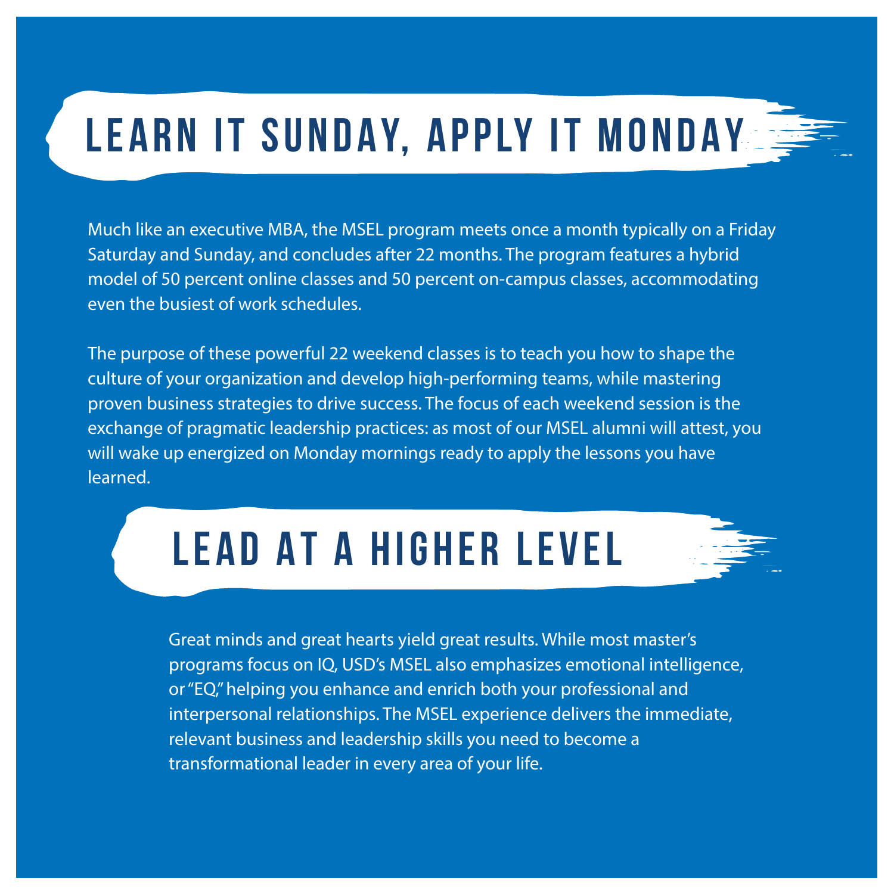# LEARN IT SUNDAY, APPLY IT MONDAY

Much like an executive MBA, the MSEL program meets once a month typically on a Friday Saturday and Sunday, and concludes after 22 months. The program features a hybrid model of 50 percent online classes and 50 percent on-campus classes, accommodating even the busiest of work schedules.

The purpose of these powerful 22 weekend classes is to teach you how to shape the culture of your organization and develop high-performing teams, while mastering proven business strategies to drive success. The focus of each weekend session is the exchange of pragmatic leadership practices: as most of our MSEL alumni will attest, you will wake up energized on Monday mornings ready to apply the lessons you have learned.

# LEAD AT A HIGHER LEVEL

Great minds and great hearts yield great results. While most master's programs focus on IQ, USD's MSEL also emphasizes emotional intelligence, or "EQ," helping you enhance and enrich both your professional and interpersonal relationships. The MSEL experience delivers the immediate, relevant business and leadership skills you need to become a transformational leader in every area of your life.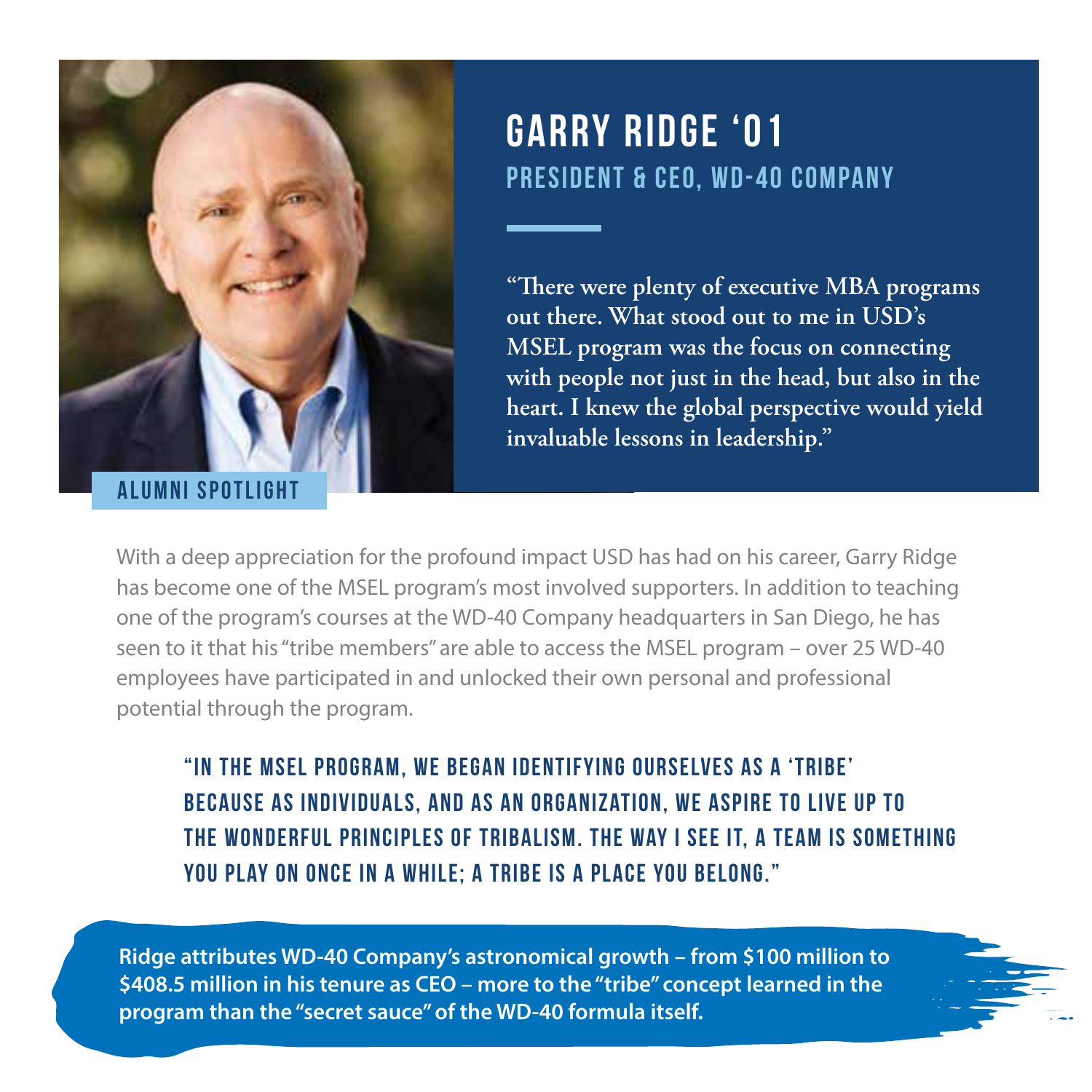**ALUMNI SPOTLIGHT**

# GARRY RIDGE '01

## PRESIDENT & CEO, WD-40 COMPANY

**"There were plenty of executive MBA programs out there. What stood out to me in USD's MSEL program was the focus on connecting with people not just in the head, but also in the heart. I knew the global perspective would yield invaluable lessons in leadership."**

With a deep appreciation for the profound impact USD has had on his career, Garry Ridge has become one of the MSEL program's most involved supporters. In addition to teaching one of the program's courses at the WD-40 Company headquarters in San Diego, he has seen to it that his "tribe members" are able to access the MSEL program – over 25 WD-40 employees have participated in and unlocked their own personal and professional potential through the program.

**"IN THE MSEL PROGRAM, WE BEGAN IDENTIFYING OURSELVES AS A 'TRIBE' BECAUSE AS INDIVIDUALS, AND AS AN ORGANIZATION, WE ASPIRE TO LIVE UP TO THE WONDERFUL PRINCIPLES OF TRIBALISM. THE WAY I SEE IT, A TEAM IS SOMETHING YOU PLAY ON ONCE IN A WHILE; A TRIBE IS A PLACE YOU BELONG."**

**Ridge attributes WD-40 Company's astronomical growth – from $100 million to $408.5 million in his tenure as CEO – more to the "tribe" concept learned in the program than the "secret sauce" of the WD-40 formula itself.**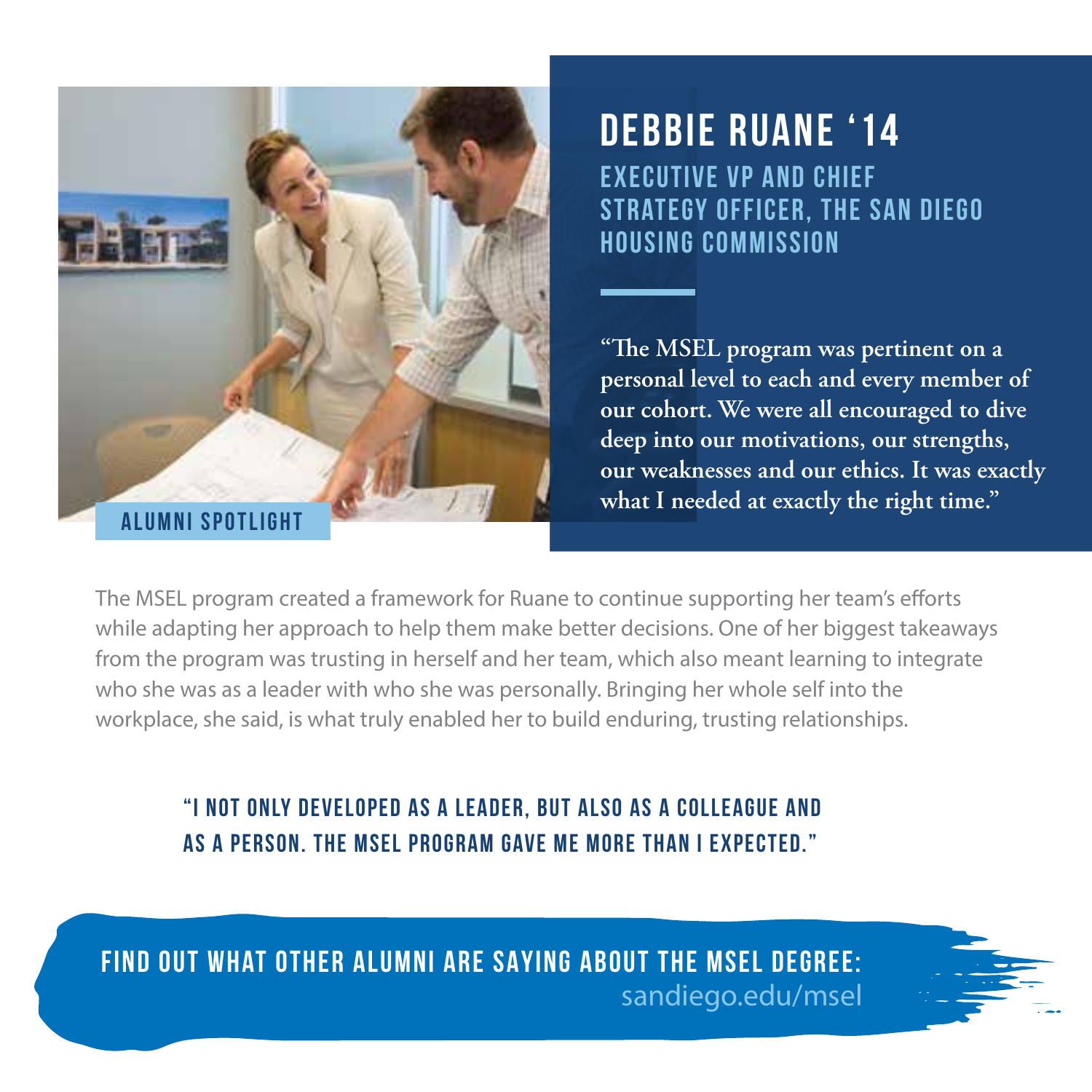ALUMNI SPOTLIGHT

# DEBBIE RUANE '14

## EXECUTIVE VP AND CHIEF STRATEGY OFFICER, THE SAN DIEGO HOUSING COMMISSION

**"The MSEL program was pertinent on a personal level to each and every member of our cohort. We were all encouraged to dive deep into our motivations, our strengths, our weaknesses and our ethics. It was exactly what I needed at exactly the right time."**

The MSEL program created a framework for Ruane to continue supporting her team's efforts while adapting her approach to help them make better decisions. One of her biggest takeaways from the program was trusting in herself and her team, which also meant learning to integrate who she was as a leader with who she was personally. Bringing her whole self into the workplace, she said, is what truly enabled her to build enduring, trusting relationships.

**"I NOT ONLY DEVELOPED AS A LEADER, BUT ALSO AS A COLLEAGUE AND AS A PERSON. THE MSEL PROGRAM GAVE ME MORE THAN I EXPECTED."**

**FIND OUT WHAT OTHER ALUMNI ARE SAYING ABOUT THE MSEL DEGREE:**
sandiego.edu/msel